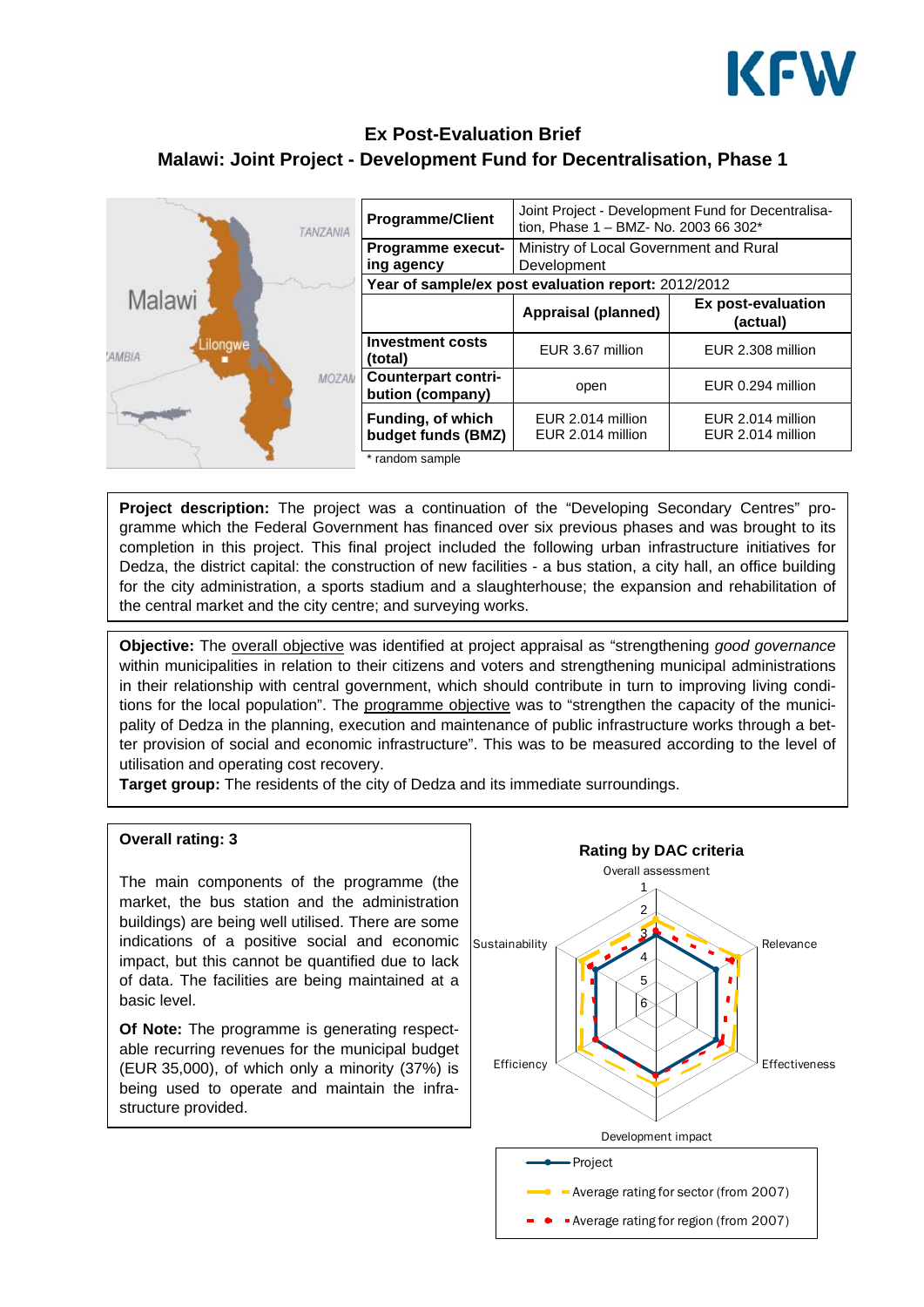# Ex Post-Evaluation Brief

## Malawi: Joint Project - Development Fund for Decentralisation, Phase 1

| Programme/Client | Joint Project - Development Fund for Decentralisation, Phase 1 – BMZ- No. 2003 66 302* | |
|---|---|---|
| Programme executing agency | Ministry of Local Government and Rural Development | |
| Year of sample/ex post evaluation report: 2012/2012 | | |
| | **Appraisal (planned)** | **Ex post-evaluation (actual)** |
| **Investment costs (total)** | EUR 3.67 million | EUR 2.308 million |
| **Counterpart contribution (company)** | open | EUR 0.294 million |
| **Funding, of which budget funds (BMZ)** | EUR 2.014 million<br>EUR 2.014 million | EUR 2.014 million<br>EUR 2.014 million |

\* random sample

**Project description:** The project was a continuation of the "Developing Secondary Centres" programme which the Federal Government has financed over six previous phases and was brought to its completion in this project. This final project included the following urban infrastructure initiatives for Dedza, the district capital: the construction of new facilities - a bus station, a city hall, an office building for the city administration, a sports stadium and a slaughterhouse; the expansion and rehabilitation of the central market and the city centre; and surveying works.

**Objective:** The overall objective was identified at project appraisal as "strengthening *good governance* within municipalities in relation to their citizens and voters and strengthening municipal administrations in their relationship with central government, which should contribute in turn to improving living conditions for the local population". The programme objective was to "strengthen the capacity of the municipality of Dedza in the planning, execution and maintenance of public infrastructure works through a better provision of social and economic infrastructure". This was to be measured according to the level of utilisation and operating cost recovery.

**Target group:** The residents of the city of Dedza and its immediate surroundings.

**Overall rating: 3**

The main components of the programme (the market, the bus station and the administration buildings) are being well utilised. There are some indications of a positive social and economic impact, but this cannot be quantified due to lack of data. The facilities are being maintained at a basic level.

**Of Note:** The programme is generating respectable recurring revenues for the municipal budget (EUR 35,000), of which only a minority (37%) is being used to operate and maintain the infrastructure provided.

**Rating by DAC criteria**

Overall assessment, Relevance, Effectiveness, Development impact, Efficiency, Sustainability

Project; Average rating for sector (from 2007); Average rating for region (from 2007)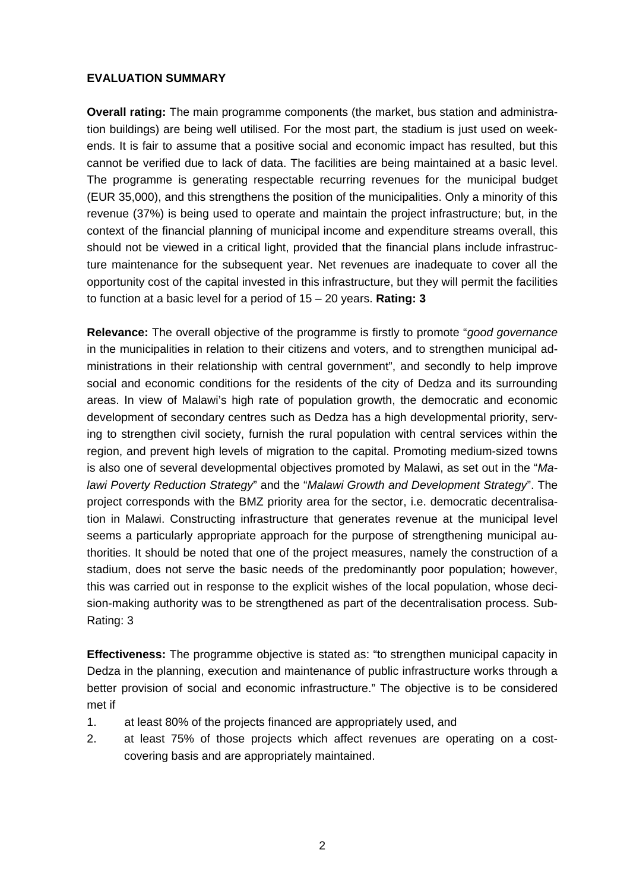**EVALUATION SUMMARY**

**Overall rating:** The main programme components (the market, bus station and administration buildings) are being well utilised. For the most part, the stadium is just used on weekends. It is fair to assume that a positive social and economic impact has resulted, but this cannot be verified due to lack of data. The facilities are being maintained at a basic level. The programme is generating respectable recurring revenues for the municipal budget (EUR 35,000), and this strengthens the position of the municipalities. Only a minority of this revenue (37%) is being used to operate and maintain the project infrastructure; but, in the context of the financial planning of municipal income and expenditure streams overall, this should not be viewed in a critical light, provided that the financial plans include infrastructure maintenance for the subsequent year. Net revenues are inadequate to cover all the opportunity cost of the capital invested in this infrastructure, but they will permit the facilities to function at a basic level for a period of 15 – 20 years. **Rating: 3**

**Relevance:** The overall objective of the programme is firstly to promote "*good governance* in the municipalities in relation to their citizens and voters, and to strengthen municipal administrations in their relationship with central government", and secondly to help improve social and economic conditions for the residents of the city of Dedza and its surrounding areas. In view of Malawi's high rate of population growth, the democratic and economic development of secondary centres such as Dedza has a high developmental priority, serving to strengthen civil society, furnish the rural population with central services within the region, and prevent high levels of migration to the capital. Promoting medium-sized towns is also one of several developmental objectives promoted by Malawi, as set out in the "*Malawi Poverty Reduction Strategy*" and the "*Malawi Growth and Development Strategy*". The project corresponds with the BMZ priority area for the sector, i.e. democratic decentralisation in Malawi. Constructing infrastructure that generates revenue at the municipal level seems a particularly appropriate approach for the purpose of strengthening municipal authorities. It should be noted that one of the project measures, namely the construction of a stadium, does not serve the basic needs of the predominantly poor population; however, this was carried out in response to the explicit wishes of the local population, whose decision-making authority was to be strengthened as part of the decentralisation process. Sub-Rating: 3

**Effectiveness:** The programme objective is stated as: "to strengthen municipal capacity in Dedza in the planning, execution and maintenance of public infrastructure works through a better provision of social and economic infrastructure." The objective is to be considered met if

1. at least 80% of the projects financed are appropriately used, and
2. at least 75% of those projects which affect revenues are operating on a cost-covering basis and are appropriately maintained.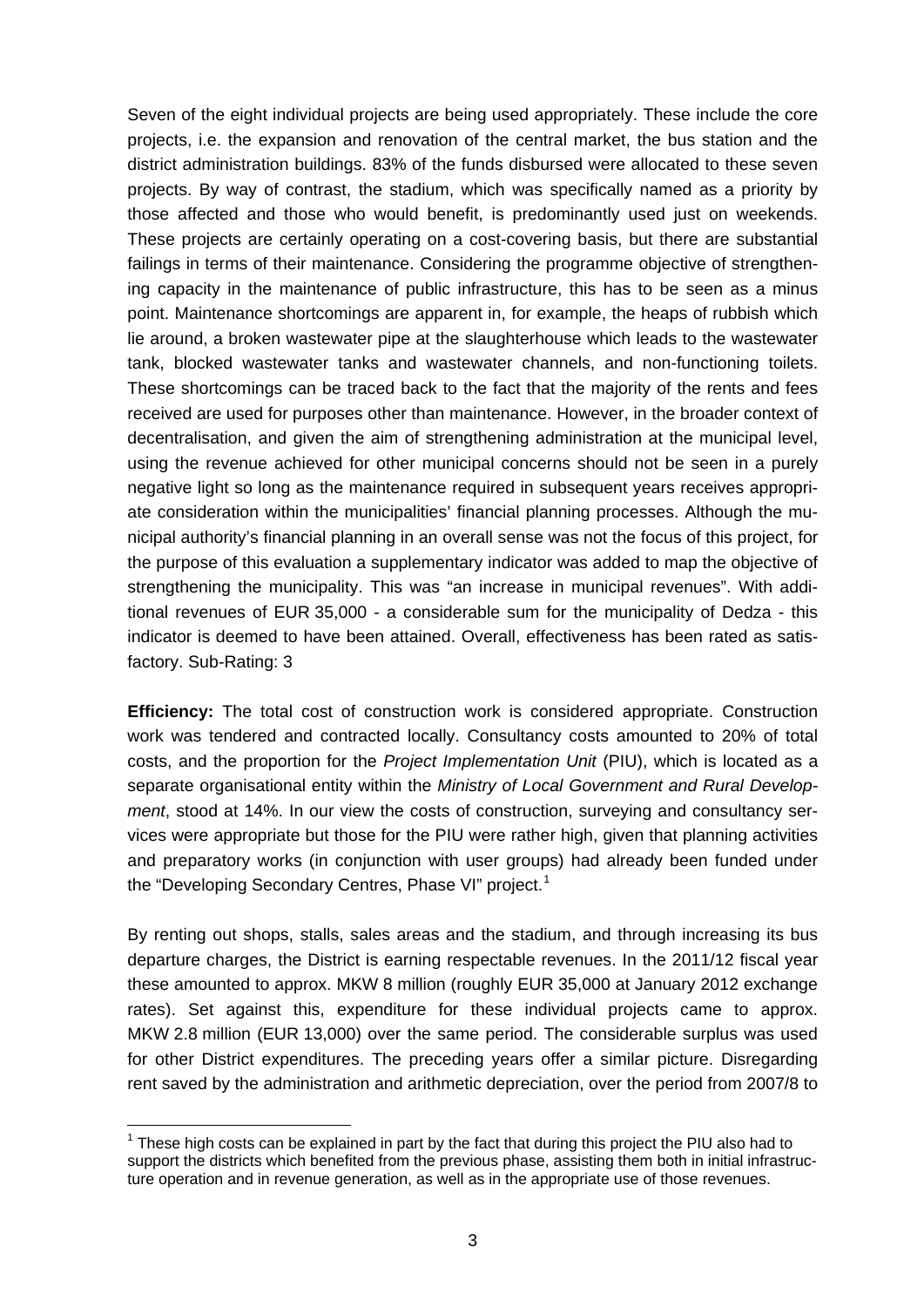Seven of the eight individual projects are being used appropriately. These include the core projects, i.e. the expansion and renovation of the central market, the bus station and the district administration buildings. 83% of the funds disbursed were allocated to these seven projects. By way of contrast, the stadium, which was specifically named as a priority by those affected and those who would benefit, is predominantly used just on weekends. These projects are certainly operating on a cost-covering basis, but there are substantial failings in terms of their maintenance. Considering the programme objective of strengthening capacity in the maintenance of public infrastructure, this has to be seen as a minus point. Maintenance shortcomings are apparent in, for example, the heaps of rubbish which lie around, a broken wastewater pipe at the slaughterhouse which leads to the wastewater tank, blocked wastewater tanks and wastewater channels, and non-functioning toilets. These shortcomings can be traced back to the fact that the majority of the rents and fees received are used for purposes other than maintenance. However, in the broader context of decentralisation, and given the aim of strengthening administration at the municipal level, using the revenue achieved for other municipal concerns should not be seen in a purely negative light so long as the maintenance required in subsequent years receives appropriate consideration within the municipalities' financial planning processes. Although the municipal authority's financial planning in an overall sense was not the focus of this project, for the purpose of this evaluation a supplementary indicator was added to map the objective of strengthening the municipality. This was "an increase in municipal revenues". With additional revenues of EUR 35,000 - a considerable sum for the municipality of Dedza - this indicator is deemed to have been attained. Overall, effectiveness has been rated as satisfactory. Sub-Rating: 3

**Efficiency:** The total cost of construction work is considered appropriate. Construction work was tendered and contracted locally. Consultancy costs amounted to 20% of total costs, and the proportion for the *Project Implementation Unit* (PIU), which is located as a separate organisational entity within the *Ministry of Local Government and Rural Development*, stood at 14%. In our view the costs of construction, surveying and consultancy services were appropriate but those for the PIU were rather high, given that planning activities and preparatory works (in conjunction with user groups) had already been funded under the "Developing Secondary Centres, Phase VI" project.[1]

By renting out shops, stalls, sales areas and the stadium, and through increasing its bus departure charges, the District is earning respectable revenues. In the 2011/12 fiscal year these amounted to approx. MKW 8 million (roughly EUR 35,000 at January 2012 exchange rates). Set against this, expenditure for these individual projects came to approx. MKW 2.8 million (EUR 13,000) over the same period. The considerable surplus was used for other District expenditures. The preceding years offer a similar picture. Disregarding rent saved by the administration and arithmetic depreciation, over the period from 2007/8 to

[1] These high costs can be explained in part by the fact that during this project the PIU also had to support the districts which benefited from the previous phase, assisting them both in initial infrastructure operation and in revenue generation, as well as in the appropriate use of those revenues.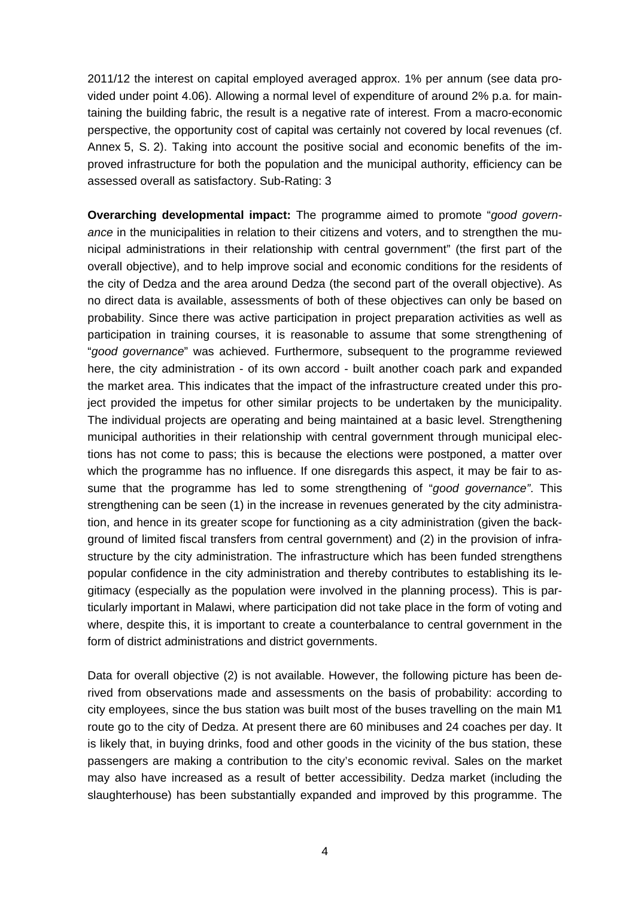2011/12 the interest on capital employed averaged approx. 1% per annum (see data provided under point 4.06). Allowing a normal level of expenditure of around 2% p.a. for maintaining the building fabric, the result is a negative rate of interest. From a macro-economic perspective, the opportunity cost of capital was certainly not covered by local revenues (cf. Annex 5, S. 2). Taking into account the positive social and economic benefits of the improved infrastructure for both the population and the municipal authority, efficiency can be assessed overall as satisfactory. Sub-Rating: 3

**Overarching developmental impact:** The programme aimed to promote "*good governance* in the municipalities in relation to their citizens and voters, and to strengthen the municipal administrations in their relationship with central government" (the first part of the overall objective), and to help improve social and economic conditions for the residents of the city of Dedza and the area around Dedza (the second part of the overall objective). As no direct data is available, assessments of both of these objectives can only be based on probability. Since there was active participation in project preparation activities as well as participation in training courses, it is reasonable to assume that some strengthening of "*good governance*" was achieved. Furthermore, subsequent to the programme reviewed here, the city administration - of its own accord - built another coach park and expanded the market area. This indicates that the impact of the infrastructure created under this project provided the impetus for other similar projects to be undertaken by the municipality. The individual projects are operating and being maintained at a basic level. Strengthening municipal authorities in their relationship with central government through municipal elections has not come to pass; this is because the elections were postponed, a matter over which the programme has no influence. If one disregards this aspect, it may be fair to assume that the programme has led to some strengthening of "*good governance"*. This strengthening can be seen (1) in the increase in revenues generated by the city administration, and hence in its greater scope for functioning as a city administration (given the background of limited fiscal transfers from central government) and (2) in the provision of infrastructure by the city administration. The infrastructure which has been funded strengthens popular confidence in the city administration and thereby contributes to establishing its legitimacy (especially as the population were involved in the planning process). This is particularly important in Malawi, where participation did not take place in the form of voting and where, despite this, it is important to create a counterbalance to central government in the form of district administrations and district governments.

Data for overall objective (2) is not available. However, the following picture has been derived from observations made and assessments on the basis of probability: according to city employees, since the bus station was built most of the buses travelling on the main M1 route go to the city of Dedza. At present there are 60 minibuses and 24 coaches per day. It is likely that, in buying drinks, food and other goods in the vicinity of the bus station, these passengers are making a contribution to the city's economic revival. Sales on the market may also have increased as a result of better accessibility. Dedza market (including the slaughterhouse) has been substantially expanded and improved by this programme. The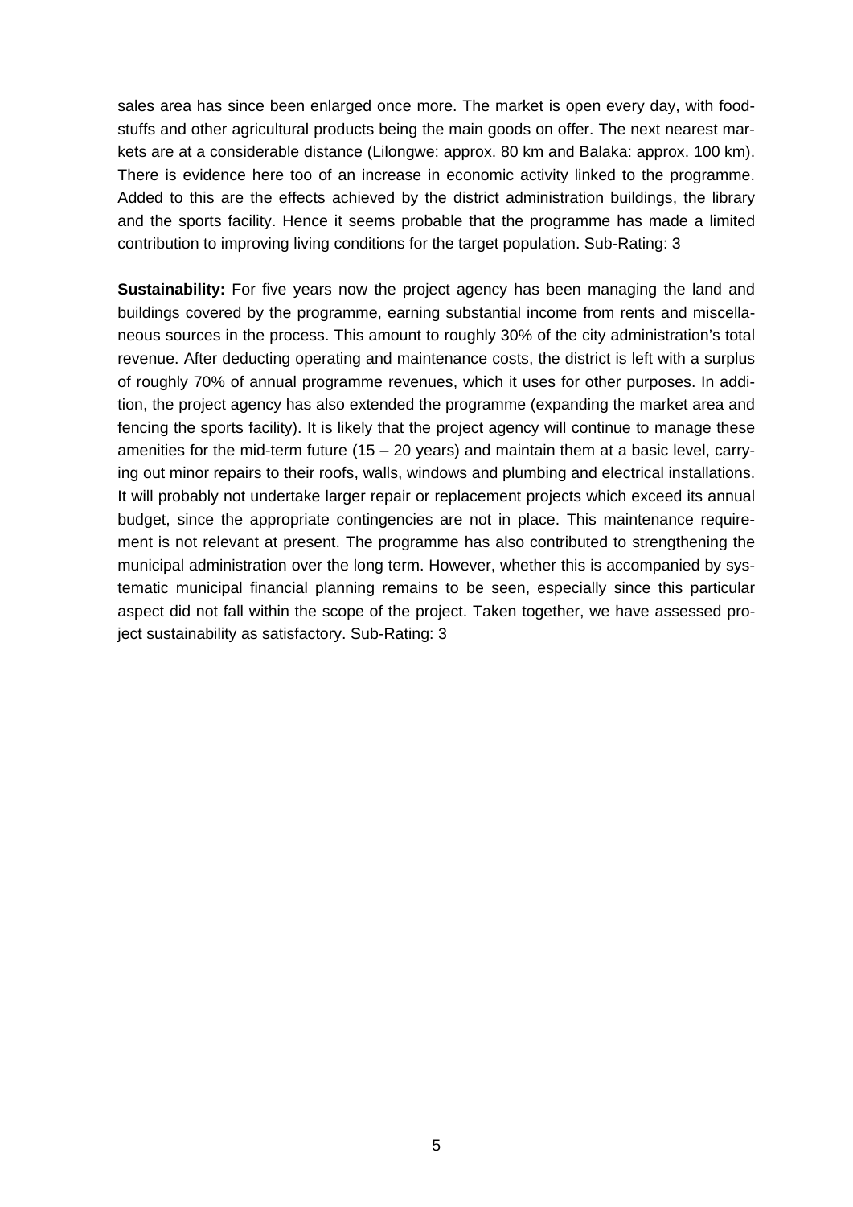sales area has since been enlarged once more. The market is open every day, with foodstuffs and other agricultural products being the main goods on offer. The next nearest markets are at a considerable distance (Lilongwe: approx. 80 km and Balaka: approx. 100 km). There is evidence here too of an increase in economic activity linked to the programme. Added to this are the effects achieved by the district administration buildings, the library and the sports facility. Hence it seems probable that the programme has made a limited contribution to improving living conditions for the target population. Sub-Rating: 3

**Sustainability:** For five years now the project agency has been managing the land and buildings covered by the programme, earning substantial income from rents and miscellaneous sources in the process. This amount to roughly 30% of the city administration's total revenue. After deducting operating and maintenance costs, the district is left with a surplus of roughly 70% of annual programme revenues, which it uses for other purposes. In addition, the project agency has also extended the programme (expanding the market area and fencing the sports facility). It is likely that the project agency will continue to manage these amenities for the mid-term future (15 – 20 years) and maintain them at a basic level, carrying out minor repairs to their roofs, walls, windows and plumbing and electrical installations. It will probably not undertake larger repair or replacement projects which exceed its annual budget, since the appropriate contingencies are not in place. This maintenance requirement is not relevant at present. The programme has also contributed to strengthening the municipal administration over the long term. However, whether this is accompanied by systematic municipal financial planning remains to be seen, especially since this particular aspect did not fall within the scope of the project. Taken together, we have assessed project sustainability as satisfactory. Sub-Rating: 3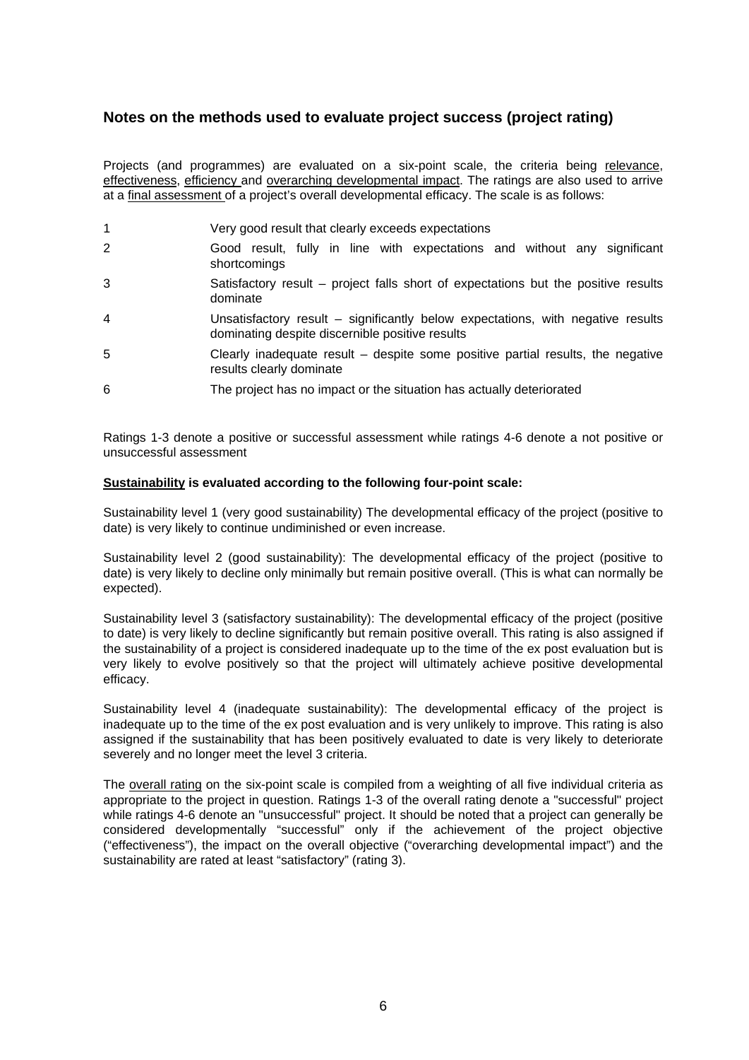## Notes on the methods used to evaluate project success (project rating)

Projects (and programmes) are evaluated on a six-point scale, the criteria being relevance, effectiveness, efficiency and overarching developmental impact. The ratings are also used to arrive at a final assessment of a project's overall developmental efficacy. The scale is as follows:

| | |
|---|---|
| 1 | Very good result that clearly exceeds expectations |
| 2 | Good result, fully in line with expectations and without any significant shortcomings |
| 3 | Satisfactory result – project falls short of expectations but the positive results dominate |
| 4 | Unsatisfactory result – significantly below expectations, with negative results dominating despite discernible positive results |
| 5 | Clearly inadequate result – despite some positive partial results, the negative results clearly dominate |
| 6 | The project has no impact or the situation has actually deteriorated |

Ratings 1-3 denote a positive or successful assessment while ratings 4-6 denote a not positive or unsuccessful assessment

**Sustainability is evaluated according to the following four-point scale:**

Sustainability level 1 (very good sustainability) The developmental efficacy of the project (positive to date) is very likely to continue undiminished or even increase.

Sustainability level 2 (good sustainability): The developmental efficacy of the project (positive to date) is very likely to decline only minimally but remain positive overall. (This is what can normally be expected).

Sustainability level 3 (satisfactory sustainability): The developmental efficacy of the project (positive to date) is very likely to decline significantly but remain positive overall. This rating is also assigned if the sustainability of a project is considered inadequate up to the time of the ex post evaluation but is very likely to evolve positively so that the project will ultimately achieve positive developmental efficacy.

Sustainability level 4 (inadequate sustainability): The developmental efficacy of the project is inadequate up to the time of the ex post evaluation and is very unlikely to improve. This rating is also assigned if the sustainability that has been positively evaluated to date is very likely to deteriorate severely and no longer meet the level 3 criteria.

The overall rating on the six-point scale is compiled from a weighting of all five individual criteria as appropriate to the project in question. Ratings 1-3 of the overall rating denote a "successful" project while ratings 4-6 denote an "unsuccessful" project. It should be noted that a project can generally be considered developmentally "successful" only if the achievement of the project objective ("effectiveness"), the impact on the overall objective ("overarching developmental impact") and the sustainability are rated at least "satisfactory" (rating 3).